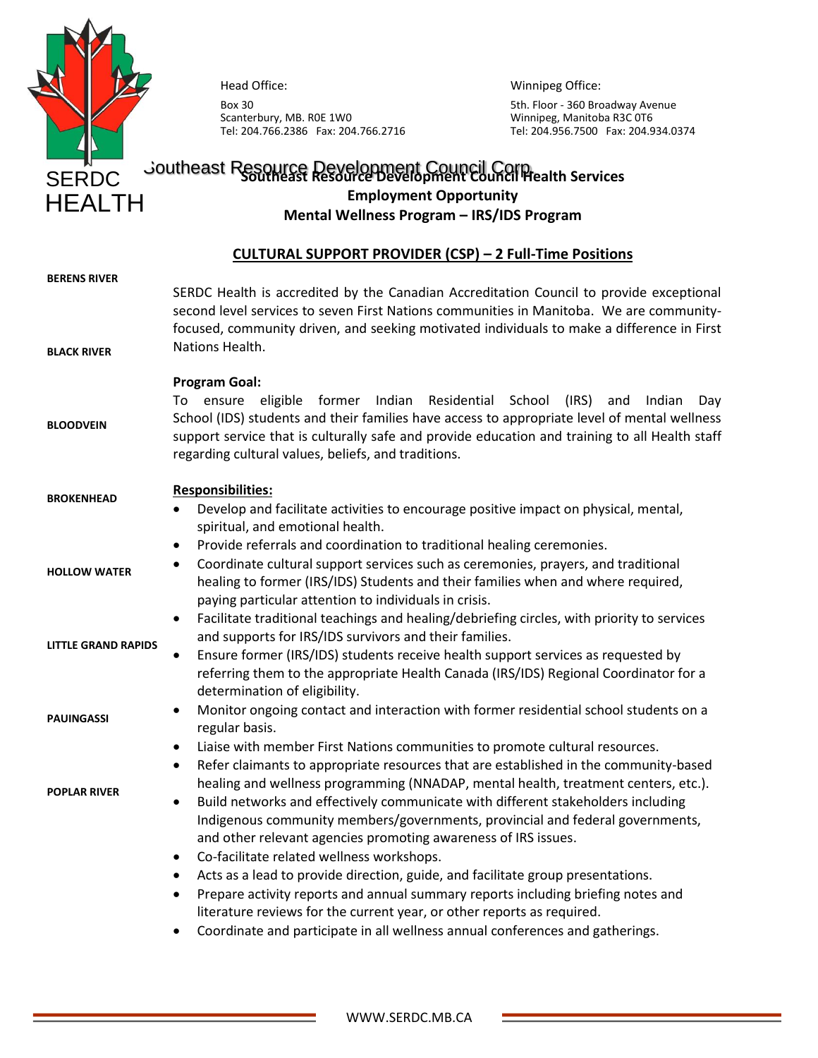SERDC HEALTH

Head Office:

Box 30
Scanterbury, MB. R0E 1W0
Tel: 204.766.2386 Fax: 204.766.2716

Winnipeg Office:

5th. Floor - 360 Broadway Avenue
Winnipeg, Manitoba R3C 0T6
Tel: 204.956.7500 Fax: 204.934.0374

Southeast Resource Development Council Corp.

**Southeast Resource Development Council Health Services**
**Employment Opportunity**
**Mental Wellness Program – IRS/IDS Program**

## CULTURAL SUPPORT PROVIDER (CSP) – 2 Full-Time Positions

**BERENS RIVER**
**BLACK RIVER**
**BLOODVEIN**
**BROKENHEAD**
**HOLLOW WATER**
**LITTLE GRAND RAPIDS**
**PAUINGASSI**
**POPLAR RIVER**

SERDC Health is accredited by the Canadian Accreditation Council to provide exceptional second level services to seven First Nations communities in Manitoba. We are community-focused, community driven, and seeking motivated individuals to make a difference in First Nations Health.

**Program Goal:**
To ensure eligible former Indian Residential School (IRS) and Indian Day School (IDS) students and their families have access to appropriate level of mental wellness support service that is culturally safe and provide education and training to all Health staff regarding cultural values, beliefs, and traditions.

**Responsibilities:**

- Develop and facilitate activities to encourage positive impact on physical, mental, spiritual, and emotional health.
- Provide referrals and coordination to traditional healing ceremonies.
- Coordinate cultural support services such as ceremonies, prayers, and traditional healing to former (IRS/IDS) Students and their families when and where required, paying particular attention to individuals in crisis.
- Facilitate traditional teachings and healing/debriefing circles, with priority to services and supports for IRS/IDS survivors and their families.
- Ensure former (IRS/IDS) students receive health support services as requested by referring them to the appropriate Health Canada (IRS/IDS) Regional Coordinator for a determination of eligibility.
- Monitor ongoing contact and interaction with former residential school students on a regular basis.
- Liaise with member First Nations communities to promote cultural resources.
- Refer claimants to appropriate resources that are established in the community-based healing and wellness programming (NNADAP, mental health, treatment centers, etc.).
- Build networks and effectively communicate with different stakeholders including Indigenous community members/governments, provincial and federal governments, and other relevant agencies promoting awareness of IRS issues.
- Co-facilitate related wellness workshops.
- Acts as a lead to provide direction, guide, and facilitate group presentations.
- Prepare activity reports and annual summary reports including briefing notes and literature reviews for the current year, or other reports as required.
- Coordinate and participate in all wellness annual conferences and gatherings.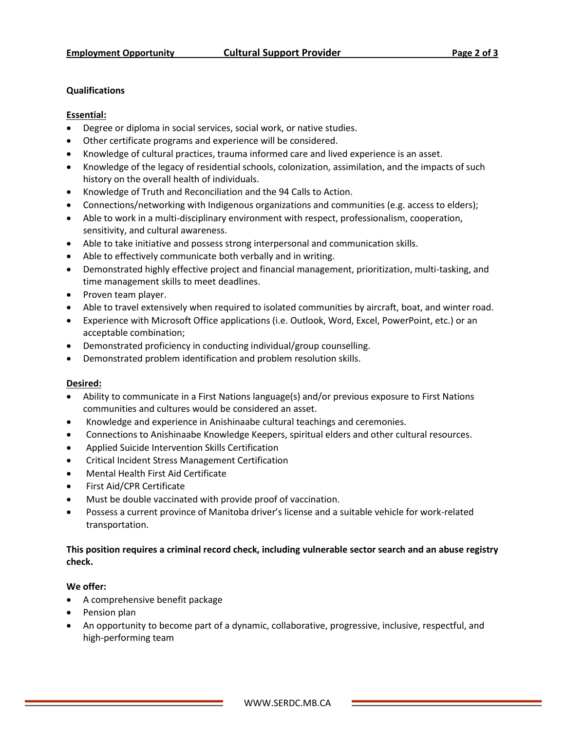**Qualifications**

**Essential:**

- Degree or diploma in social services, social work, or native studies.
- Other certificate programs and experience will be considered.
- Knowledge of cultural practices, trauma informed care and lived experience is an asset.
- Knowledge of the legacy of residential schools, colonization, assimilation, and the impacts of such history on the overall health of individuals.
- Knowledge of Truth and Reconciliation and the 94 Calls to Action.
- Connections/networking with Indigenous organizations and communities (e.g. access to elders);
- Able to work in a multi-disciplinary environment with respect, professionalism, cooperation, sensitivity, and cultural awareness.
- Able to take initiative and possess strong interpersonal and communication skills.
- Able to effectively communicate both verbally and in writing.
- Demonstrated highly effective project and financial management, prioritization, multi-tasking, and time management skills to meet deadlines.
- Proven team player.
- Able to travel extensively when required to isolated communities by aircraft, boat, and winter road.
- Experience with Microsoft Office applications (i.e. Outlook, Word, Excel, PowerPoint, etc.) or an acceptable combination;
- Demonstrated proficiency in conducting individual/group counselling.
- Demonstrated problem identification and problem resolution skills.

**Desired:**

- Ability to communicate in a First Nations language(s) and/or previous exposure to First Nations communities and cultures would be considered an asset.
- Knowledge and experience in Anishinaabe cultural teachings and ceremonies.
- Connections to Anishinaabe Knowledge Keepers, spiritual elders and other cultural resources.
- Applied Suicide Intervention Skills Certification
- Critical Incident Stress Management Certification
- Mental Health First Aid Certificate
- First Aid/CPR Certificate
- Must be double vaccinated with provide proof of vaccination.
- Possess a current province of Manitoba driver's license and a suitable vehicle for work-related transportation.

**This position requires a criminal record check, including vulnerable sector search and an abuse registry check.**

**We offer:**

- A comprehensive benefit package
- Pension plan
- An opportunity to become part of a dynamic, collaborative, progressive, inclusive, respectful, and high-performing team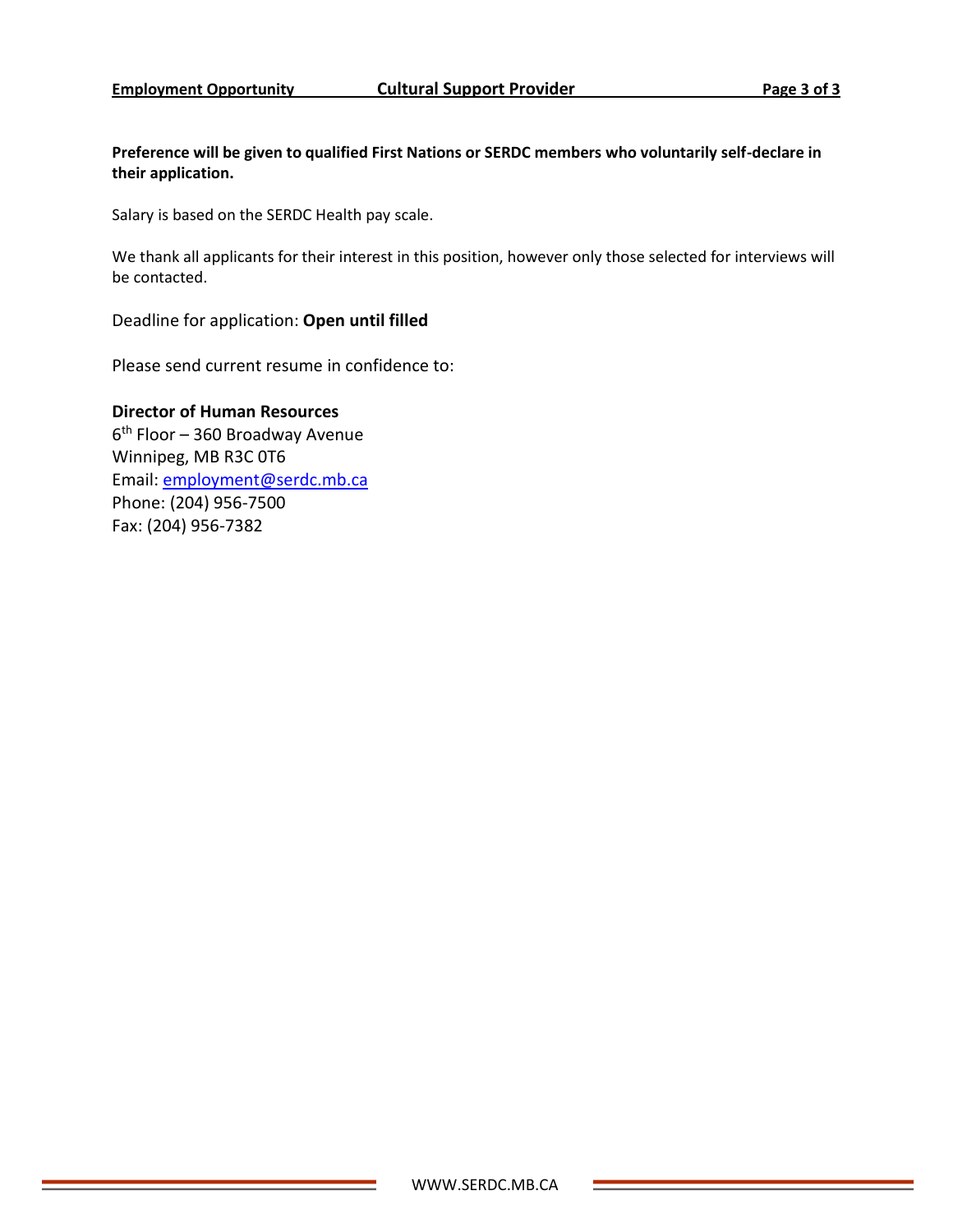**Preference will be given to qualified First Nations or SERDC members who voluntarily self-declare in their application.**

Salary is based on the SERDC Health pay scale.

We thank all applicants for their interest in this position, however only those selected for interviews will be contacted.

Deadline for application: **Open until filled**

Please send current resume in confidence to:

**Director of Human Resources**
6th Floor – 360 Broadway Avenue
Winnipeg, MB R3C 0T6
Email: employment@serdc.mb.ca
Phone: (204) 956-7500
Fax: (204) 956-7382